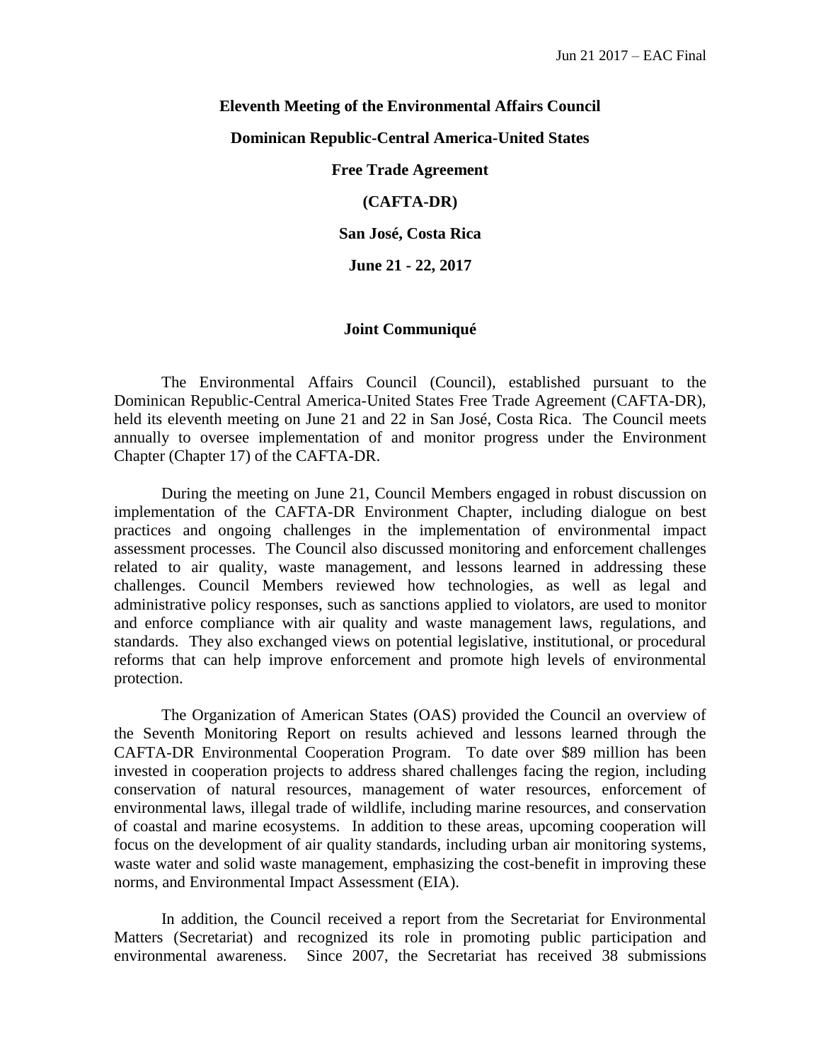Jun 21 2017 – EAC Final

**Eleventh Meeting of the Environmental Affairs Council**

**Dominican Republic-Central America-United States**

**Free Trade Agreement**

**(CAFTA-DR)**

**San José, Costa Rica**

**June 21 - 22, 2017**

## Joint Communiqué

The Environmental Affairs Council (Council), established pursuant to the Dominican Republic-Central America-United States Free Trade Agreement (CAFTA-DR), held its eleventh meeting on June 21 and 22 in San José, Costa Rica. The Council meets annually to oversee implementation of and monitor progress under the Environment Chapter (Chapter 17) of the CAFTA-DR.

During the meeting on June 21, Council Members engaged in robust discussion on implementation of the CAFTA-DR Environment Chapter, including dialogue on best practices and ongoing challenges in the implementation of environmental impact assessment processes. The Council also discussed monitoring and enforcement challenges related to air quality, waste management, and lessons learned in addressing these challenges. Council Members reviewed how technologies, as well as legal and administrative policy responses, such as sanctions applied to violators, are used to monitor and enforce compliance with air quality and waste management laws, regulations, and standards. They also exchanged views on potential legislative, institutional, or procedural reforms that can help improve enforcement and promote high levels of environmental protection.

The Organization of American States (OAS) provided the Council an overview of the Seventh Monitoring Report on results achieved and lessons learned through the CAFTA-DR Environmental Cooperation Program. To date over $89 million has been invested in cooperation projects to address shared challenges facing the region, including conservation of natural resources, management of water resources, enforcement of environmental laws, illegal trade of wildlife, including marine resources, and conservation of coastal and marine ecosystems. In addition to these areas, upcoming cooperation will focus on the development of air quality standards, including urban air monitoring systems, waste water and solid waste management, emphasizing the cost-benefit in improving these norms, and Environmental Impact Assessment (EIA).

In addition, the Council received a report from the Secretariat for Environmental Matters (Secretariat) and recognized its role in promoting public participation and environmental awareness. Since 2007, the Secretariat has received 38 submissions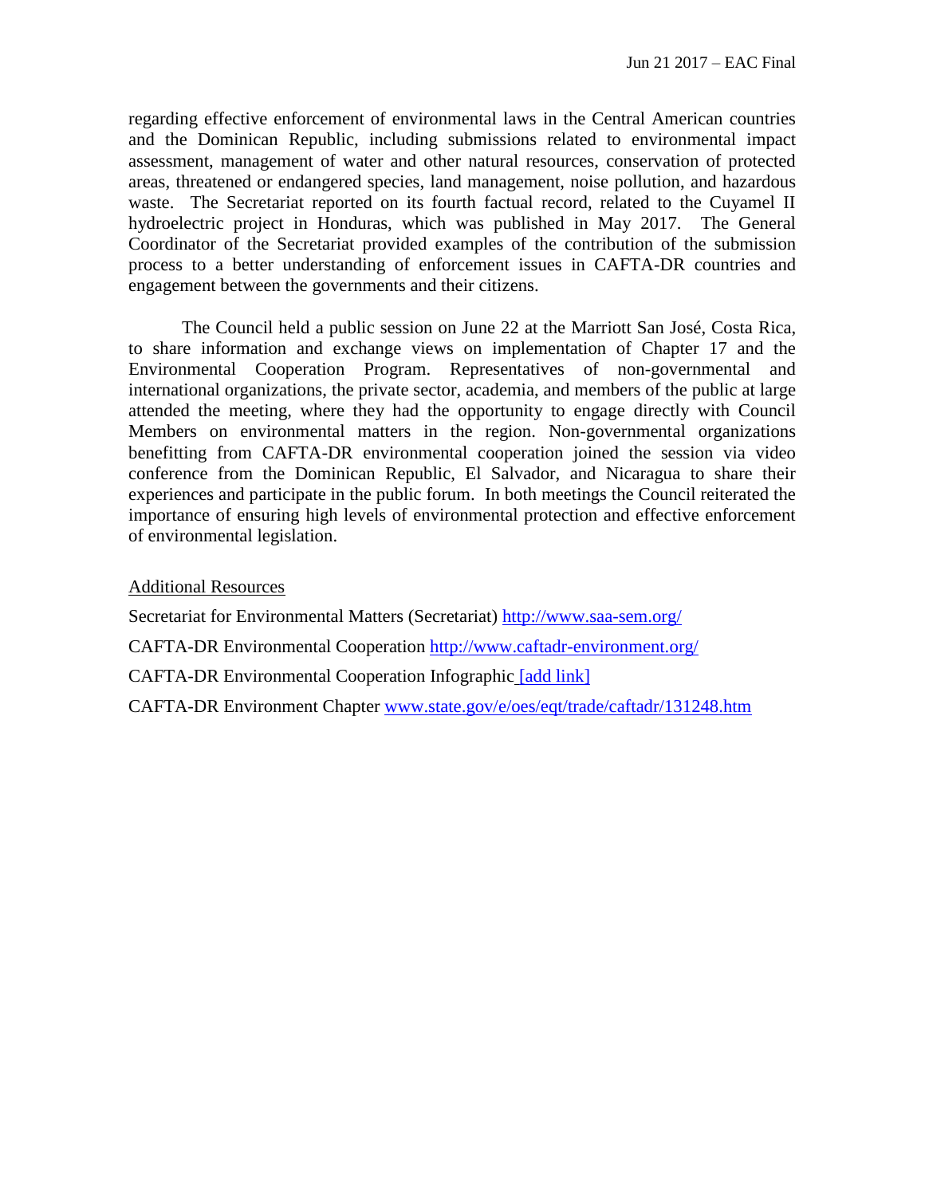regarding effective enforcement of environmental laws in the Central American countries and the Dominican Republic, including submissions related to environmental impact assessment, management of water and other natural resources, conservation of protected areas, threatened or endangered species, land management, noise pollution, and hazardous waste. The Secretariat reported on its fourth factual record, related to the Cuyamel II hydroelectric project in Honduras, which was published in May 2017. The General Coordinator of the Secretariat provided examples of the contribution of the submission process to a better understanding of enforcement issues in CAFTA-DR countries and engagement between the governments and their citizens.

The Council held a public session on June 22 at the Marriott San José, Costa Rica, to share information and exchange views on implementation of Chapter 17 and the Environmental Cooperation Program. Representatives of non-governmental and international organizations, the private sector, academia, and members of the public at large attended the meeting, where they had the opportunity to engage directly with Council Members on environmental matters in the region. Non-governmental organizations benefitting from CAFTA-DR environmental cooperation joined the session via video conference from the Dominican Republic, El Salvador, and Nicaragua to share their experiences and participate in the public forum. In both meetings the Council reiterated the importance of ensuring high levels of environmental protection and effective enforcement of environmental legislation.

Additional Resources

Secretariat for Environmental Matters (Secretariat) http://www.saa-sem.org/

CAFTA-DR Environmental Cooperation http://www.caftadr-environment.org/

CAFTA-DR Environmental Cooperation Infographic [add link]

CAFTA-DR Environment Chapter www.state.gov/e/oes/eqt/trade/caftadr/131248.htm